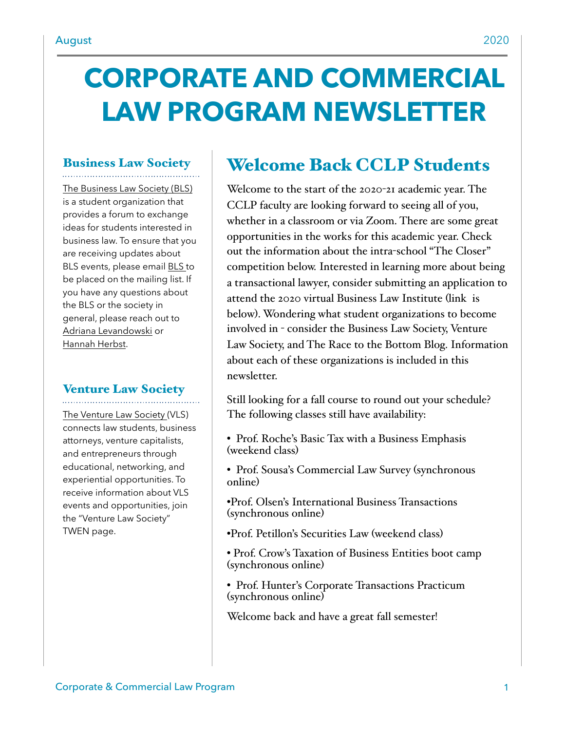# CORPORATE AND COMMERCIAL LAW PROGRAM NEWSLETTER

## Business Law Society

The Business Law Society (BLS) is a student organization that provides a forum to exchange ideas for students interested in business law. To ensure that you are receiving updates about BLS events, please email BLS to be placed on the mailing list. If you have any questions about the BLS or the society in general, please reach out to Adriana Levandowski or Hannah Herbst.

## Venture Law Society

The Venture Law Society (VLS) connects law students, business attorneys, venture capitalists, and entrepreneurs through educational, networking, and experiential opportunities. To receive information about VLS events and opportunities, join the "Venture Law Society" TWEN page.

## Welcome Back CCLP Students

Welcome to the start of the 2020-21 academic year. The CCLP faculty are looking forward to seeing all of you, whether in a classroom or via Zoom. There are some great opportunities in the works for this academic year. Check out the information about the intra-school "The Closer" competition below. Interested in learning more about being a transactional lawyer, consider submitting an application to attend the 2020 virtual Business Law Institute (link is below). Wondering what student organizations to become involved in - consider the Business Law Society, Venture Law Society, and The Race to the Bottom Blog. Information about each of these organizations is included in this newsletter.

Still looking for a fall course to round out your schedule? The following classes still have availability:

- Prof. Roche's Basic Tax with a Business Emphasis (weekend class)
- Prof. Sousa's Commercial Law Survey (synchronous online)
- Prof. Olsen's International Business Transactions (synchronous online)
- Prof. Petillon's Securities Law (weekend class)
- Prof. Crow's Taxation of Business Entities boot camp (synchronous online)
- Prof. Hunter's Corporate Transactions Practicum (synchronous online)

Welcome back and have a great fall semester!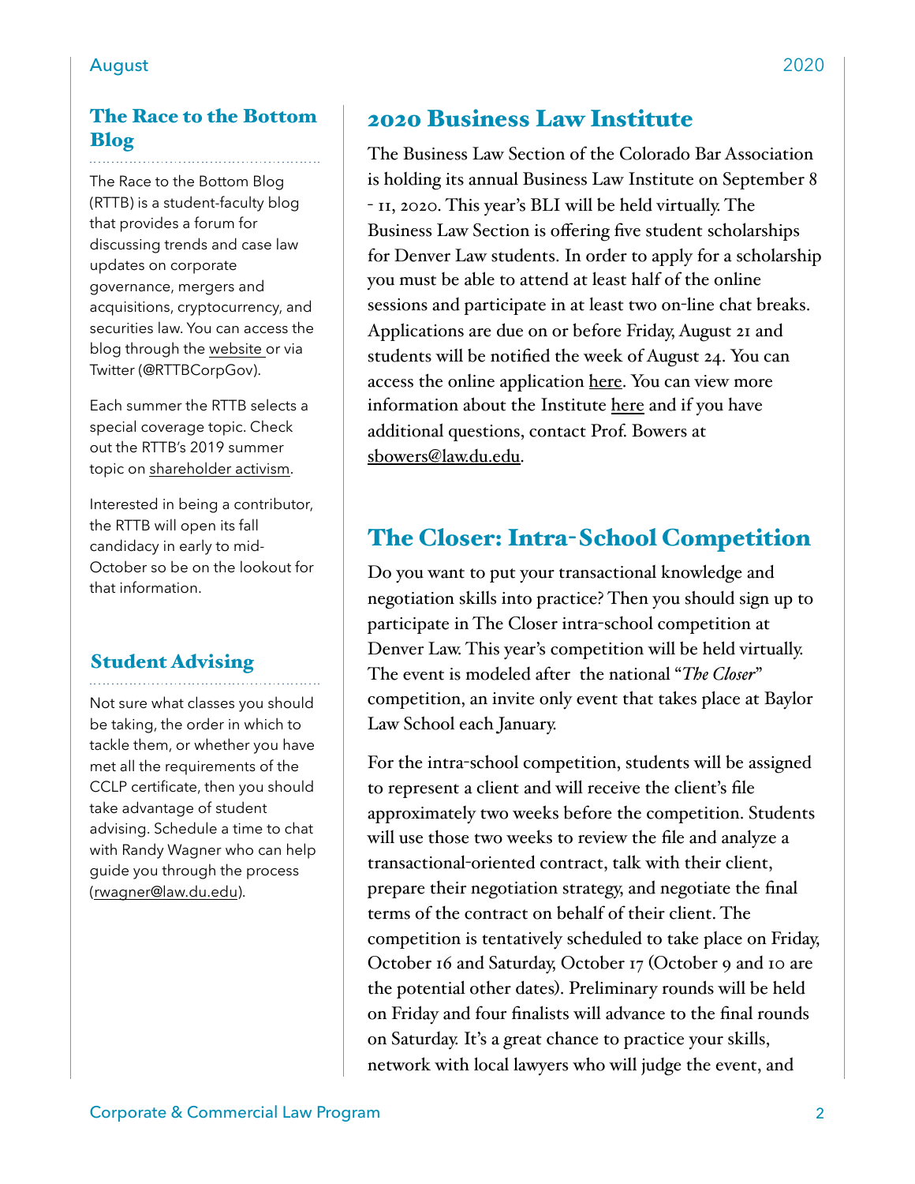## The Race to the Bottom Blog

The Race to the Bottom Blog (RTTB) is a student-faculty blog that provides a forum for discussing trends and case law updates on corporate governance, mergers and acquisitions, cryptocurrency, and securities law. You can access the blog through the website or via Twitter (@RTTBCorpGov).

Each summer the RTTB selects a special coverage topic. Check out the RTTB's 2019 summer topic on shareholder activism.

Interested in being a contributor, the RTTB will open its fall candidacy in early to mid-October so be on the lookout for that information.

## Student Advising

Not sure what classes you should be taking, the order in which to tackle them, or whether you have met all the requirements of the CCLP certificate, then you should take advantage of student advising. Schedule a time to chat with Randy Wagner who can help guide you through the process (rwagner@law.du.edu).

## 2020 Business Law Institute

The Business Law Section of the Colorado Bar Association is holding its annual Business Law Institute on September 8 - 11, 2020. This year's BLI will be held virtually. The Business Law Section is offering five student scholarships for Denver Law students. In order to apply for a scholarship you must be able to attend at least half of the online sessions and participate in at least two on-line chat breaks. Applications are due on or before Friday, August 21 and students will be notified the week of August 24. You can access the online application here. You can view more information about the Institute here and if you have additional questions, contact Prof. Bowers at sbowers@law.du.edu.

## The Closer: Intra-School Competition

Do you want to put your transactional knowledge and negotiation skills into practice? Then you should sign up to participate in The Closer intra-school competition at Denver Law. This year's competition will be held virtually. The event is modeled after the national "*The Closer*" competition, an invite only event that takes place at Baylor Law School each January.

For the intra-school competition, students will be assigned to represent a client and will receive the client's file approximately two weeks before the competition. Students will use those two weeks to review the file and analyze a transactional-oriented contract, talk with their client, prepare their negotiation strategy, and negotiate the final terms of the contract on behalf of their client. The competition is tentatively scheduled to take place on Friday, October 16 and Saturday, October 17 (October 9 and 10 are the potential other dates). Preliminary rounds will be held on Friday and four finalists will advance to the final rounds on Saturday. It's a great chance to practice your skills, network with local lawyers who will judge the event, and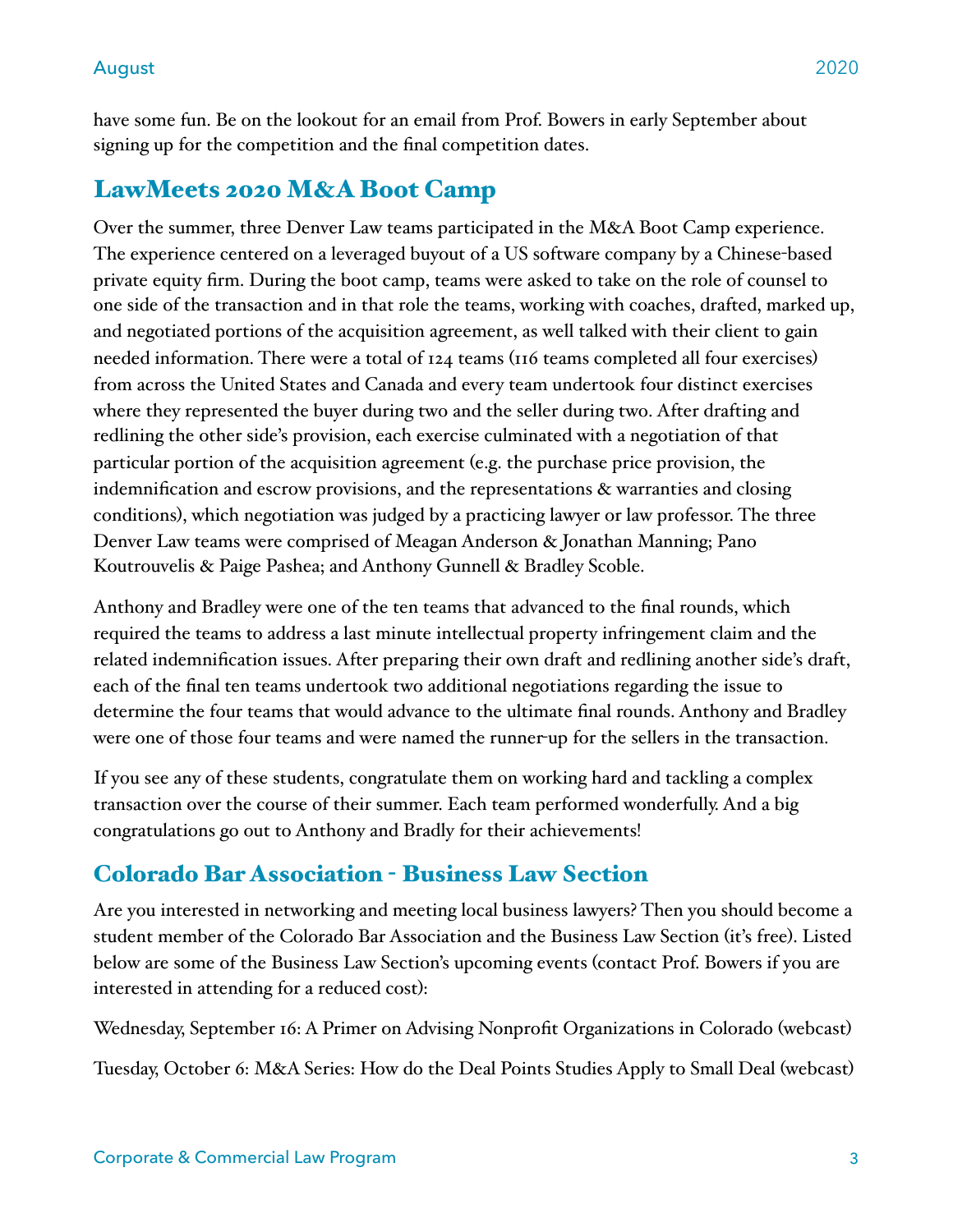have some fun. Be on the lookout for an email from Prof. Bowers in early September about signing up for the competition and the final competition dates.

## LawMeets 2020 M&A Boot Camp

Over the summer, three Denver Law teams participated in the M&A Boot Camp experience. The experience centered on a leveraged buyout of a US software company by a Chinese-based private equity firm. During the boot camp, teams were asked to take on the role of counsel to one side of the transaction and in that role the teams, working with coaches, drafted, marked up, and negotiated portions of the acquisition agreement, as well talked with their client to gain needed information. There were a total of 124 teams (116 teams completed all four exercises) from across the United States and Canada and every team undertook four distinct exercises where they represented the buyer during two and the seller during two. After drafting and redlining the other side's provision, each exercise culminated with a negotiation of that particular portion of the acquisition agreement (e.g. the purchase price provision, the indemnification and escrow provisions, and the representations & warranties and closing conditions), which negotiation was judged by a practicing lawyer or law professor. The three Denver Law teams were comprised of Meagan Anderson & Jonathan Manning; Pano Koutrouvelis & Paige Pashea; and Anthony Gunnell & Bradley Scoble.

Anthony and Bradley were one of the ten teams that advanced to the final rounds, which required the teams to address a last minute intellectual property infringement claim and the related indemnification issues. After preparing their own draft and redlining another side's draft, each of the final ten teams undertook two additional negotiations regarding the issue to determine the four teams that would advance to the ultimate final rounds. Anthony and Bradley were one of those four teams and were named the runner-up for the sellers in the transaction.

If you see any of these students, congratulate them on working hard and tackling a complex transaction over the course of their summer. Each team performed wonderfully. And a big congratulations go out to Anthony and Bradly for their achievements!

## Colorado Bar Association - Business Law Section

Are you interested in networking and meeting local business lawyers? Then you should become a student member of the Colorado Bar Association and the Business Law Section (it's free). Listed below are some of the Business Law Section's upcoming events (contact Prof. Bowers if you are interested in attending for a reduced cost):

Wednesday, September 16: A Primer on Advising Nonprofit Organizations in Colorado (webcast)

Tuesday, October 6: M&A Series: How do the Deal Points Studies Apply to Small Deal (webcast)